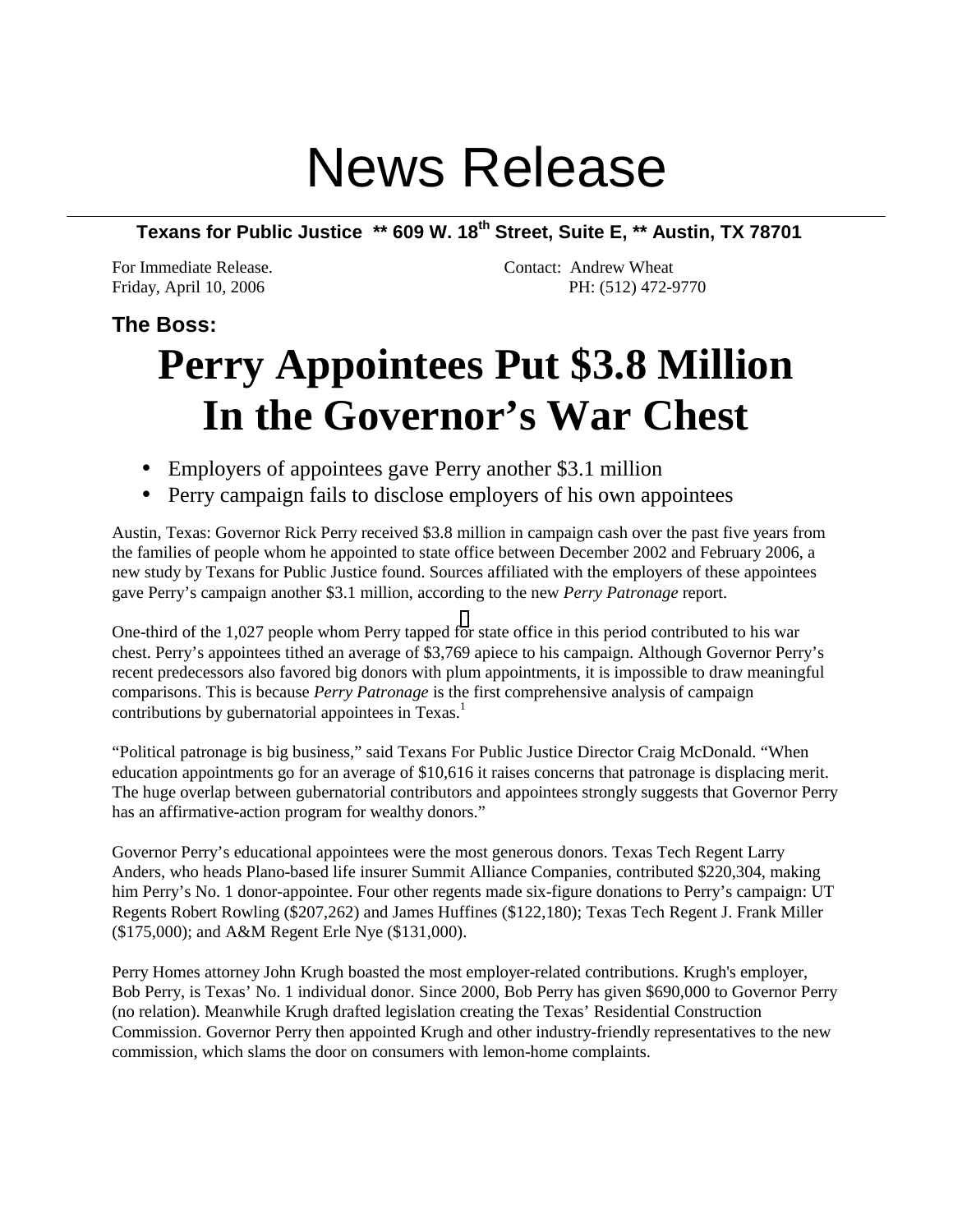# News Release

**Texans for Public Justice ** 609 W. 18th Street, Suite E, ** Austin, TX 78701**

For Immediate Release.
Friday, April 10, 2006

Contact: Andrew Wheat
PH: (512) 472-9770

**The Boss:**

# Perry Appointees Put $3.8 Million In the Governor's War Chest

- Employers of appointees gave Perry another $3.1 million
- Perry campaign fails to disclose employers of his own appointees

Austin, Texas: Governor Rick Perry received $3.8 million in campaign cash over the past five years from the families of people whom he appointed to state office between December 2002 and February 2006, a new study by Texans for Public Justice found. Sources affiliated with the employers of these appointees gave Perry's campaign another $3.1 million, according to the new *Perry Patronage* report.

One-third of the 1,027 people whom Perry tapped for state office in this period contributed to his war chest. Perry's appointees tithed an average of $3,769 apiece to his campaign. Although Governor Perry's recent predecessors also favored big donors with plum appointments, it is impossible to draw meaningful comparisons. This is because *Perry Patronage* is the first comprehensive analysis of campaign contributions by gubernatorial appointees in Texas.[1]

"Political patronage is big business," said Texans For Public Justice Director Craig McDonald. "When education appointments go for an average of $10,616 it raises concerns that patronage is displacing merit. The huge overlap between gubernatorial contributors and appointees strongly suggests that Governor Perry has an affirmative-action program for wealthy donors."

Governor Perry's educational appointees were the most generous donors. Texas Tech Regent Larry Anders, who heads Plano-based life insurer Summit Alliance Companies, contributed $220,304, making him Perry's No. 1 donor-appointee. Four other regents made six-figure donations to Perry's campaign: UT Regents Robert Rowling ($207,262) and James Huffines ($122,180); Texas Tech Regent J. Frank Miller ($175,000); and A&M Regent Erle Nye ($131,000).

Perry Homes attorney John Krugh boasted the most employer-related contributions. Krugh's employer, Bob Perry, is Texas' No. 1 individual donor. Since 2000, Bob Perry has given $690,000 to Governor Perry (no relation). Meanwhile Krugh drafted legislation creating the Texas' Residential Construction Commission. Governor Perry then appointed Krugh and other industry-friendly representatives to the new commission, which slams the door on consumers with lemon-home complaints.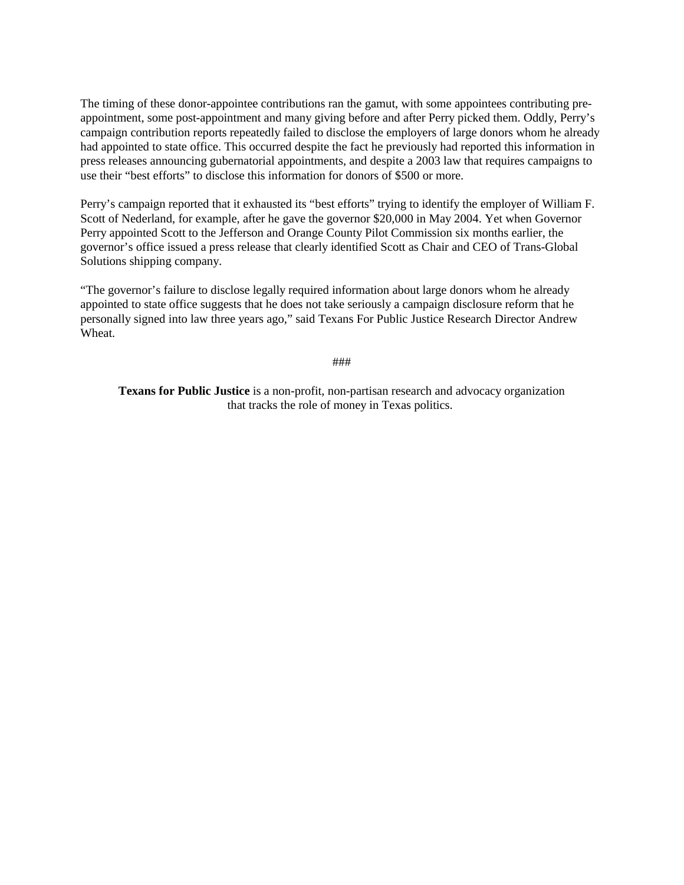The timing of these donor-appointee contributions ran the gamut, with some appointees contributing pre-appointment, some post-appointment and many giving before and after Perry picked them. Oddly, Perry's campaign contribution reports repeatedly failed to disclose the employers of large donors whom he already had appointed to state office. This occurred despite the fact he previously had reported this information in press releases announcing gubernatorial appointments, and despite a 2003 law that requires campaigns to use their "best efforts" to disclose this information for donors of $500 or more.

Perry's campaign reported that it exhausted its "best efforts" trying to identify the employer of William F. Scott of Nederland, for example, after he gave the governor $20,000 in May 2004. Yet when Governor Perry appointed Scott to the Jefferson and Orange County Pilot Commission six months earlier, the governor's office issued a press release that clearly identified Scott as Chair and CEO of Trans-Global Solutions shipping company.

"The governor's failure to disclose legally required information about large donors whom he already appointed to state office suggests that he does not take seriously a campaign disclosure reform that he personally signed into law three years ago," said Texans For Public Justice Research Director Andrew Wheat.

###

**Texans for Public Justice** is a non-profit, non-partisan research and advocacy organization that tracks the role of money in Texas politics.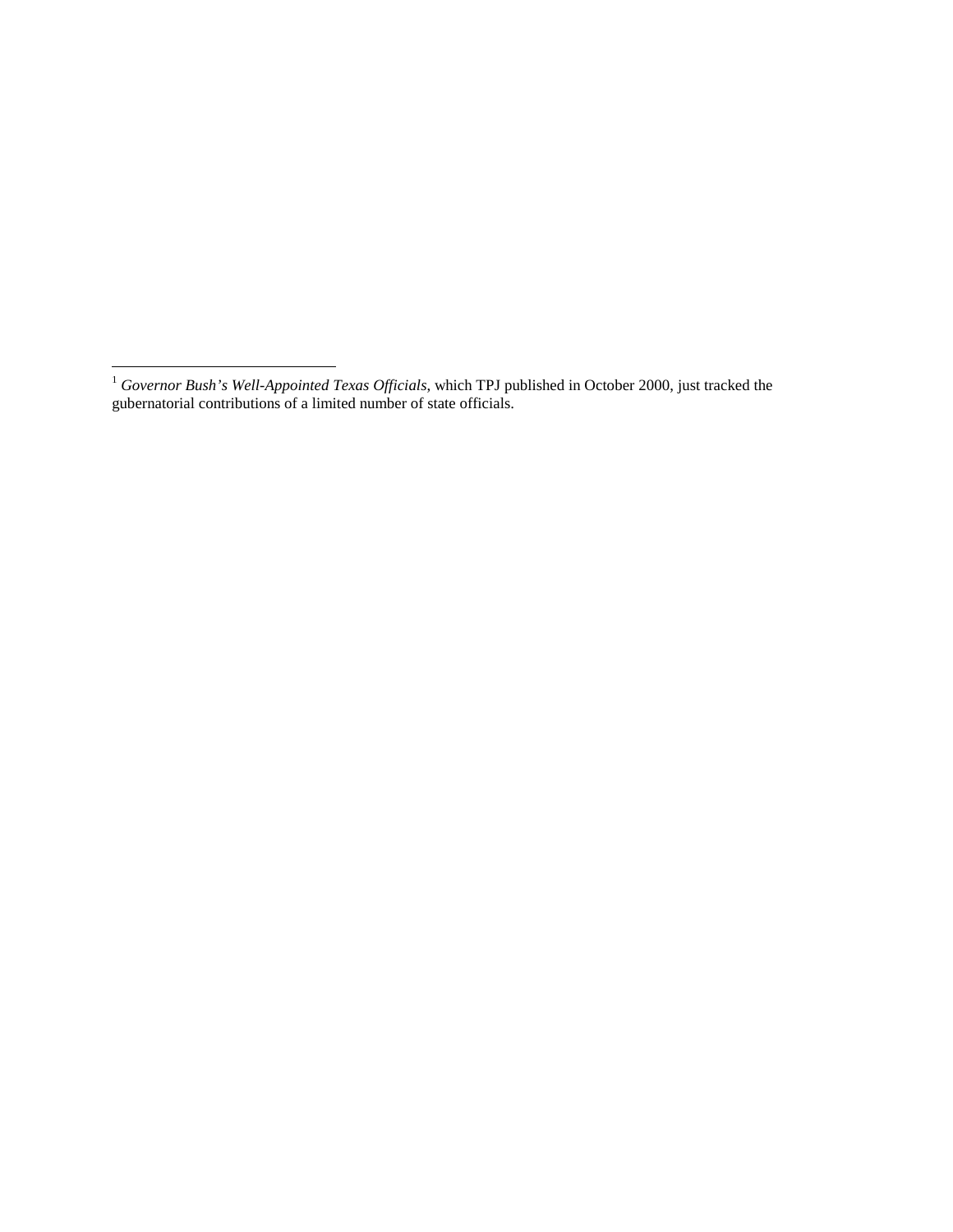[1] *Governor Bush's Well-Appointed Texas Officials*, which TPJ published in October 2000, just tracked the gubernatorial contributions of a limited number of state officials.